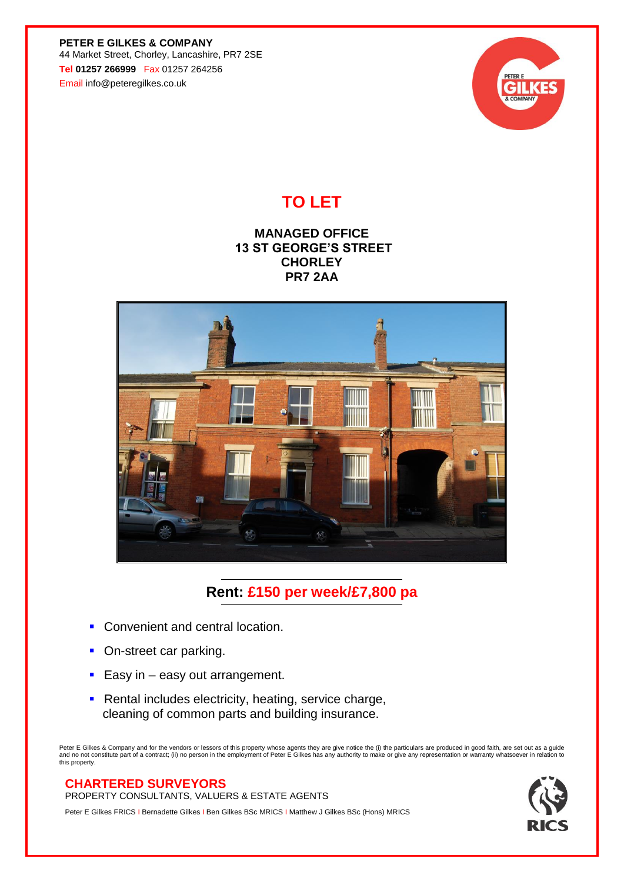**PETER E GILKES & COMPANY**
44 Market Street, Chorley, Lancashire, PR7 2SE
Tel **01257 266999** Fax 01257 264256
Email info@peteregilkes.co.uk

# TO LET

## MANAGED OFFICE
## 13 ST GEORGE'S STREET
## CHORLEY
## PR7 2AA

## Rent: £150 per week/£7,800 pa

- Convenient and central location.
- On-street car parking.
- Easy in – easy out arrangement.
- Rental includes electricity, heating, service charge, cleaning of common parts and building insurance.

Peter E Gilkes & Company and for the vendors or lessors of this property whose agents they are give notice the (i) the particulars are produced in good faith, are set out as a guide and no not constitute part of a contract; (ii) no person in the employment of Peter E Gilkes has any authority to make or give any representation or warranty whatsoever in relation to this property.

**CHARTERED SURVEYORS**
PROPERTY CONSULTANTS, VALUERS & ESTATE AGENTS

Peter E Gilkes FRICS | Bernadette Gilkes | Ben Gilkes BSc MRICS | Matthew J Gilkes BSc (Hons) MRICS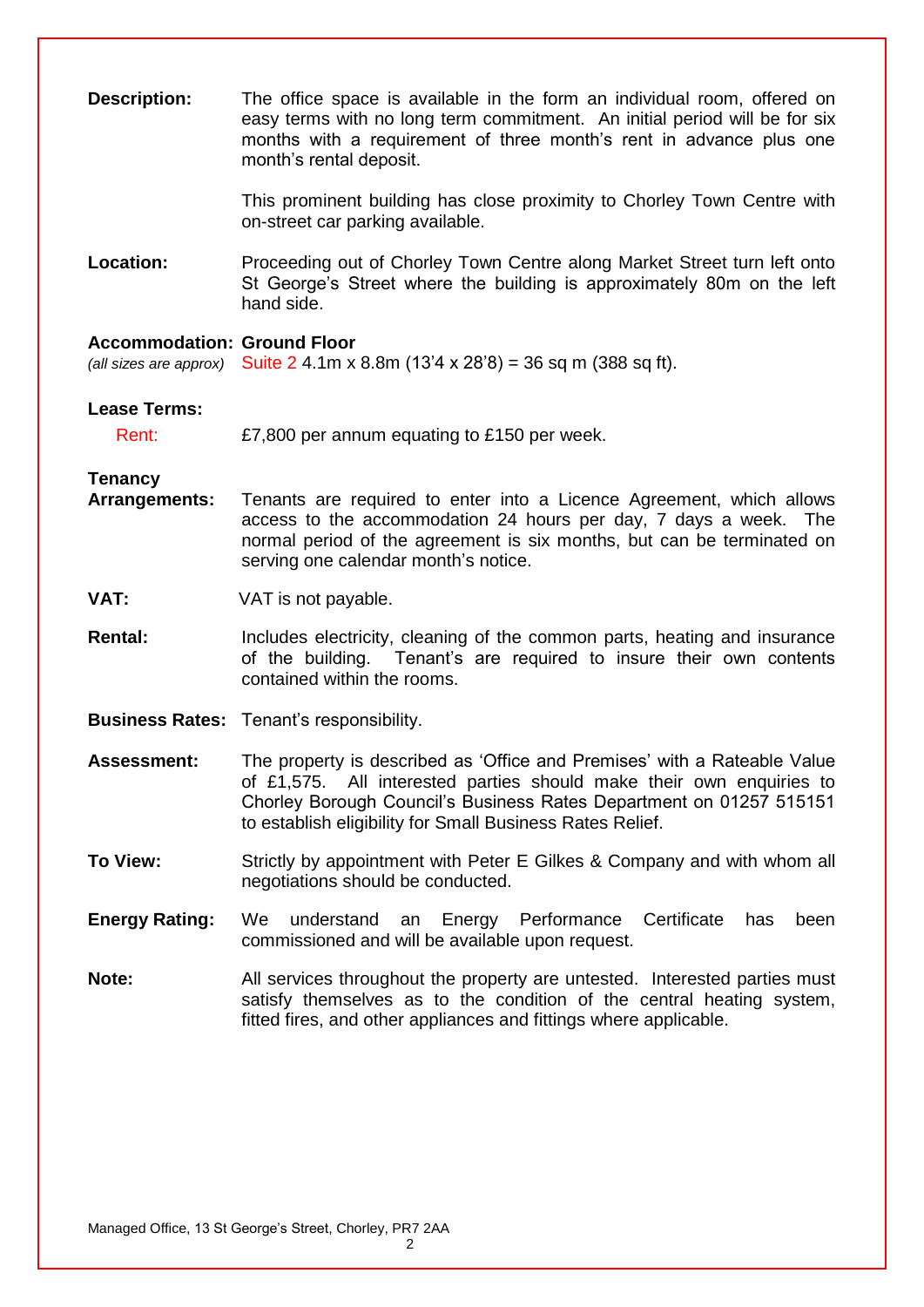**Description:** The office space is available in the form an individual room, offered on easy terms with no long term commitment. An initial period will be for six months with a requirement of three month's rent in advance plus one month's rental deposit.

This prominent building has close proximity to Chorley Town Centre with on-street car parking available.

**Location:** Proceeding out of Chorley Town Centre along Market Street turn left onto St George's Street where the building is approximately 80m on the left hand side.

**Accommodation:** **Ground Floor**
*(all sizes are approx)* Suite 2 4.1m x 8.8m (13'4 x 28'8) = 36 sq m (388 sq ft).

**Lease Terms:**

Rent: £7,800 per annum equating to £150 per week.

**Tenancy Arrangements:** Tenants are required to enter into a Licence Agreement, which allows access to the accommodation 24 hours per day, 7 days a week. The normal period of the agreement is six months, but can be terminated on serving one calendar month's notice.

**VAT:** VAT is not payable.

**Rental:** Includes electricity, cleaning of the common parts, heating and insurance of the building. Tenant's are required to insure their own contents contained within the rooms.

**Business Rates:** Tenant's responsibility.

**Assessment:** The property is described as 'Office and Premises' with a Rateable Value of £1,575. All interested parties should make their own enquiries to Chorley Borough Council's Business Rates Department on 01257 515151 to establish eligibility for Small Business Rates Relief.

**To View:** Strictly by appointment with Peter E Gilkes & Company and with whom all negotiations should be conducted.

**Energy Rating:** We understand an Energy Performance Certificate has been commissioned and will be available upon request.

**Note:** All services throughout the property are untested. Interested parties must satisfy themselves as to the condition of the central heating system, fitted fires, and other appliances and fittings where applicable.